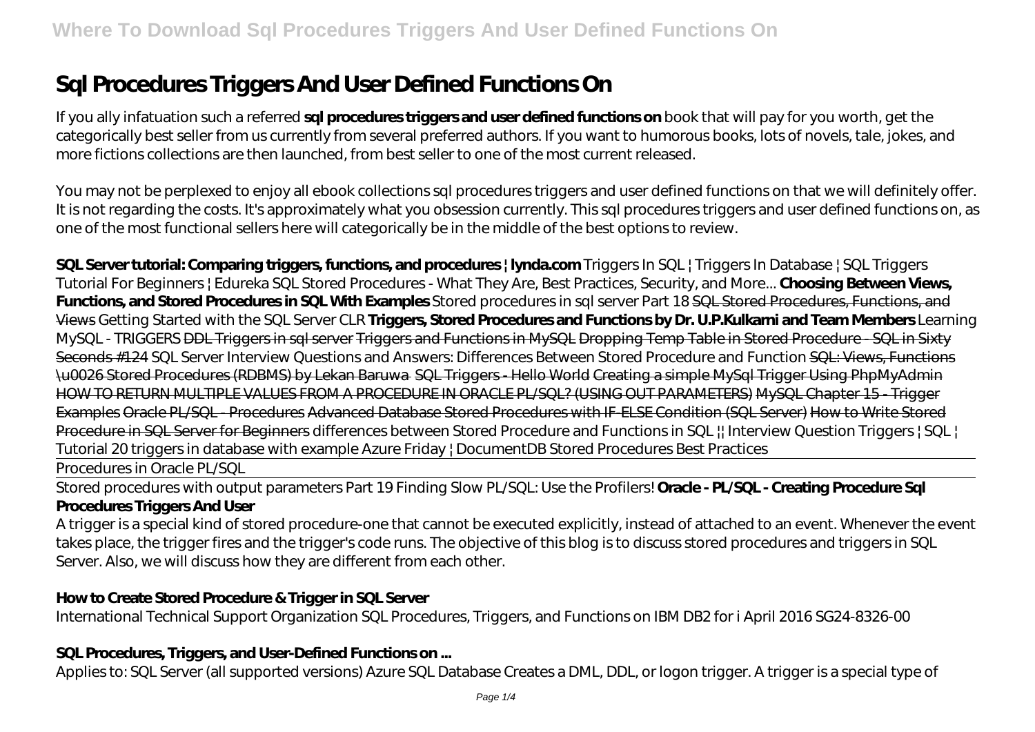# Sql Procedures Triggers And User Defined Functions On

If you ally infatuation such a referred **sql procedures triggers and user defined functions on** book that will pay for you worth, get the categorically best seller from us currently from several preferred authors. If you want to humorous books, lots of novels, tale, jokes, and more fictions collections are then launched, from best seller to one of the most current released.

You may not be perplexed to enjoy all ebook collections sql procedures triggers and user defined functions on that we will definitely offer. It is not regarding the costs. It's approximately what you obsession currently. This sql procedures triggers and user defined functions on, as one of the most functional sellers here will categorically be in the middle of the best options to review.

**SQL Server tutorial: Comparing triggers, functions, and procedures | lynda.com** *Triggers In SQL | Triggers In Database | SQL Triggers Tutorial For Beginners | Edureka SQL Stored Procedures - What They Are, Best Practices, Security, and More...* **Choosing Between Views, Functions, and Stored Procedures in SQL With Examples** *Stored procedures in sql server Part 18* ~~SQL Stored Procedures, Functions, and Views~~ *Getting Started with the SQL Server CLR* **Triggers, Stored Procedures and Functions by Dr. U.P.Kulkarni and Team Members** *Learning MySQL - TRIGGERS* ~~DDL Triggers in sql server~~ ~~Triggers and Functions in MySQL~~ ~~Dropping Temp Table in Stored Procedure - SQL in Sixty Seconds #124~~ *SQL Server Interview Questions and Answers: Differences Between Stored Procedure and Function* ~~SQL: Views, Functions \u0026 Stored Procedures (RDBMS) by Lekan Baruwa~~ ~~SQL Triggers - Hello World~~ ~~Creating a simple MySql Trigger Using PhpMyAdmin~~ ~~HOW TO RETURN MULTIPLE VALUES FROM A PROCEDURE IN ORACLE PL/SQL? (USING OUT PARAMETERS)~~ ~~MySQL Chapter 15 - Trigger Examples~~ ~~Oracle PL/SQL - Procedures~~ ~~Advanced Database Stored Procedures with IF-ELSE Condition (SQL Server)~~ ~~How to Write Stored Procedure in SQL Server for Beginners~~ *differences between Stored Procedure and Functions in SQL || Interview Question Triggers | SQL | Tutorial 20 triggers in database with example Azure Friday | DocumentDB Stored Procedures Best Practices*

~~Procedures in Oracle PL/SQL~~

~~Stored procedures with output parameters Part 19~~ *Finding Slow PL/SQL: Use the Profilers!* **Oracle - PL/SQL - Creating Procedure Sql Procedures Triggers And User**

A trigger is a special kind of stored procedure-one that cannot be executed explicitly, instead of attached to an event. Whenever the event takes place, the trigger fires and the trigger's code runs. The objective of this blog is to discuss stored procedures and triggers in SQL Server. Also, we will discuss how they are different from each other.

### How to Create Stored Procedure & Trigger in SQL Server

International Technical Support Organization SQL Procedures, Triggers, and Functions on IBM DB2 for i April 2016 SG24-8326-00

### SQL Procedures, Triggers, and User-Defined Functions on ...

Applies to: SQL Server (all supported versions) Azure SQL Database Creates a DML, DDL, or logon trigger. A trigger is a special type of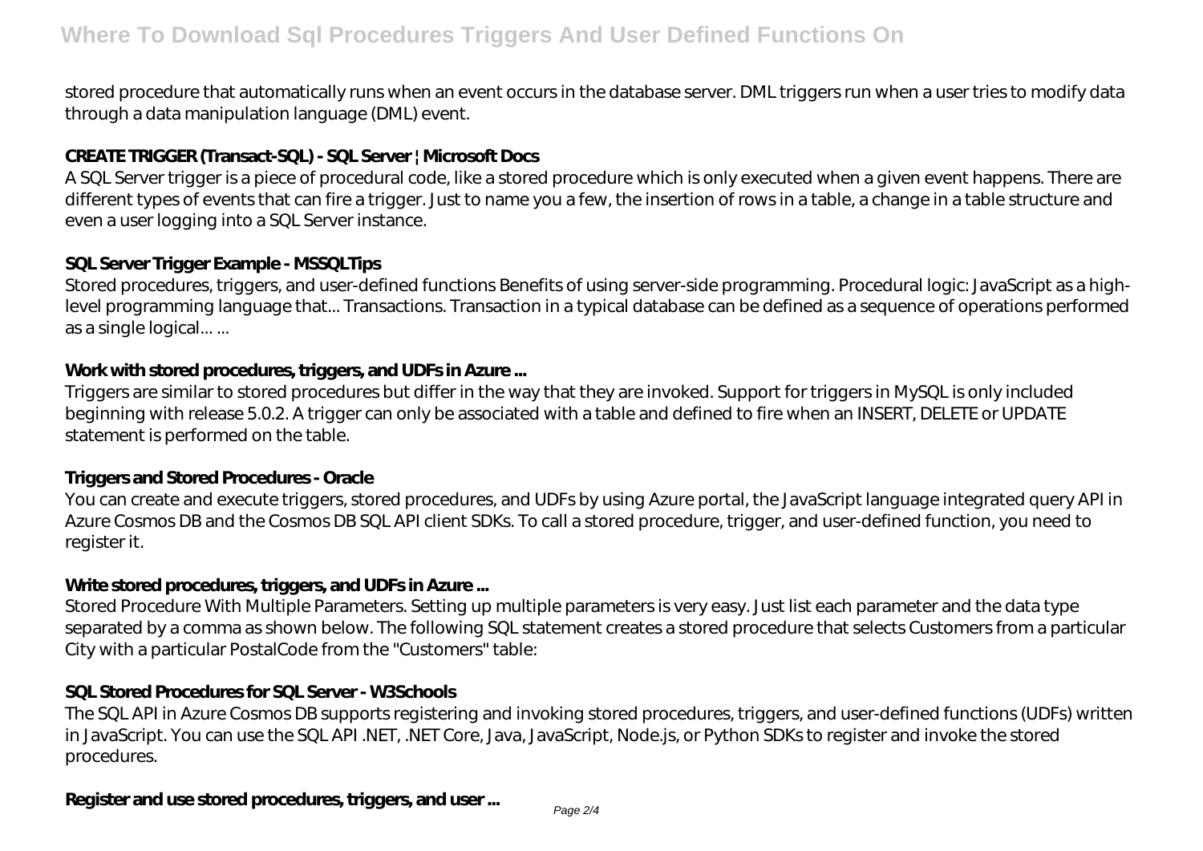stored procedure that automatically runs when an event occurs in the database server. DML triggers run when a user tries to modify data through a data manipulation language (DML) event.

**CREATE TRIGGER (Transact-SQL) - SQL Server | Microsoft Docs**

A SQL Server trigger is a piece of procedural code, like a stored procedure which is only executed when a given event happens. There are different types of events that can fire a trigger. Just to name you a few, the insertion of rows in a table, a change in a table structure and even a user logging into a SQL Server instance.

**SQL Server Trigger Example - MSSQLTips**

Stored procedures, triggers, and user-defined functions Benefits of using server-side programming. Procedural logic: JavaScript as a high-level programming language that... Transactions. Transaction in a typical database can be defined as a sequence of operations performed as a single logical... ...

**Work with stored procedures, triggers, and UDFs in Azure ...**

Triggers are similar to stored procedures but differ in the way that they are invoked. Support for triggers in MySQL is only included beginning with release 5.0.2. A trigger can only be associated with a table and defined to fire when an INSERT, DELETE or UPDATE statement is performed on the table.

**Triggers and Stored Procedures - Oracle**

You can create and execute triggers, stored procedures, and UDFs by using Azure portal, the JavaScript language integrated query API in Azure Cosmos DB and the Cosmos DB SQL API client SDKs. To call a stored procedure, trigger, and user-defined function, you need to register it.

**Write stored procedures, triggers, and UDFs in Azure ...**

Stored Procedure With Multiple Parameters. Setting up multiple parameters is very easy. Just list each parameter and the data type separated by a comma as shown below. The following SQL statement creates a stored procedure that selects Customers from a particular City with a particular PostalCode from the "Customers" table:

**SQL Stored Procedures for SQL Server - W3Schools**

The SQL API in Azure Cosmos DB supports registering and invoking stored procedures, triggers, and user-defined functions (UDFs) written in JavaScript. You can use the SQL API .NET, .NET Core, Java, JavaScript, Node.js, or Python SDKs to register and invoke the stored procedures.

**Register and use stored procedures, triggers, and user ...**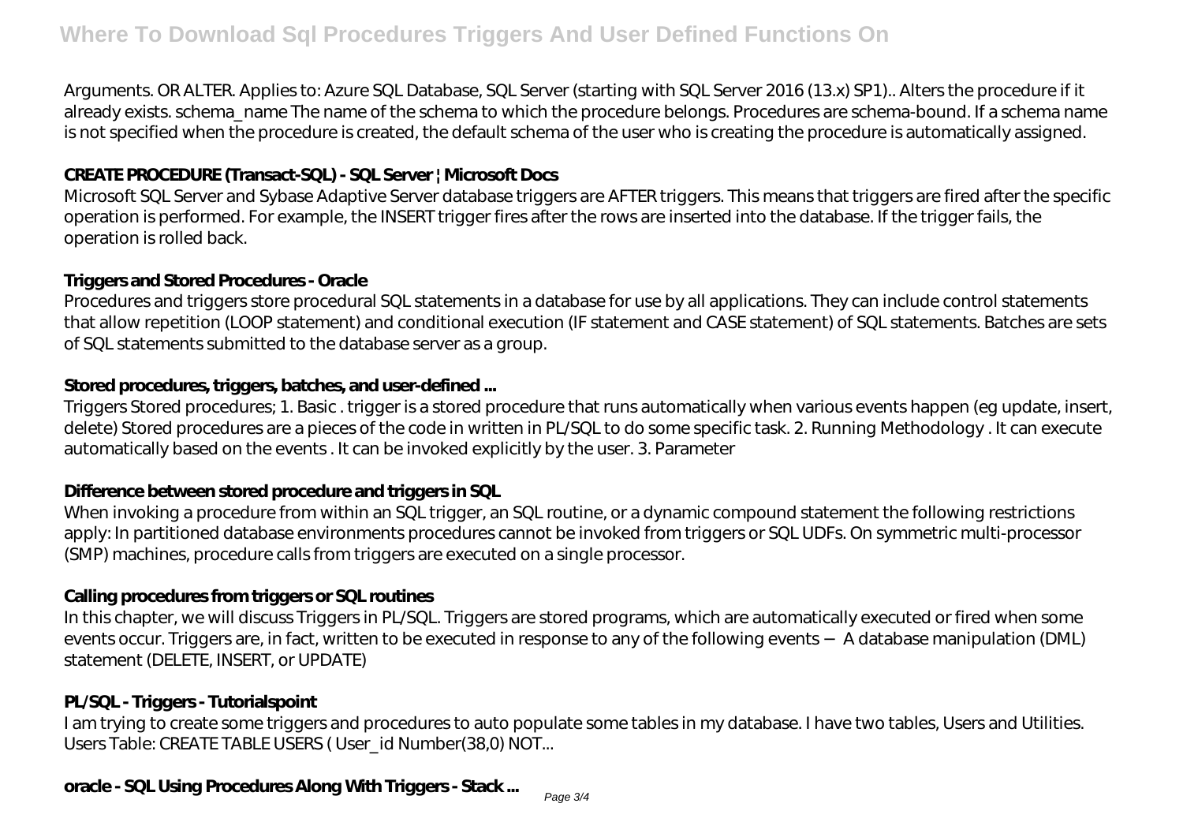Arguments. OR ALTER. Applies to: Azure SQL Database, SQL Server (starting with SQL Server 2016 (13.x) SP1).. Alters the procedure if it already exists. schema_name The name of the schema to which the procedure belongs. Procedures are schema-bound. If a schema name is not specified when the procedure is created, the default schema of the user who is creating the procedure is automatically assigned.

**CREATE PROCEDURE (Transact-SQL) - SQL Server | Microsoft Docs**

Microsoft SQL Server and Sybase Adaptive Server database triggers are AFTER triggers. This means that triggers are fired after the specific operation is performed. For example, the INSERT trigger fires after the rows are inserted into the database. If the trigger fails, the operation is rolled back.

**Triggers and Stored Procedures - Oracle**

Procedures and triggers store procedural SQL statements in a database for use by all applications. They can include control statements that allow repetition (LOOP statement) and conditional execution (IF statement and CASE statement) of SQL statements. Batches are sets of SQL statements submitted to the database server as a group.

**Stored procedures, triggers, batches, and user-defined ...**

Triggers Stored procedures; 1. Basic . trigger is a stored procedure that runs automatically when various events happen (eg update, insert, delete) Stored procedures are a pieces of the code in written in PL/SQL to do some specific task. 2. Running Methodology . It can execute automatically based on the events . It can be invoked explicitly by the user. 3. Parameter

**Difference between stored procedure and triggers in SQL**

When invoking a procedure from within an SQL trigger, an SQL routine, or a dynamic compound statement the following restrictions apply: In partitioned database environments procedures cannot be invoked from triggers or SQL UDFs. On symmetric multi-processor (SMP) machines, procedure calls from triggers are executed on a single processor.

**Calling procedures from triggers or SQL routines**

In this chapter, we will discuss Triggers in PL/SQL. Triggers are stored programs, which are automatically executed or fired when some events occur. Triggers are, in fact, written to be executed in response to any of the following events − A database manipulation (DML) statement (DELETE, INSERT, or UPDATE)

**PL/SQL - Triggers - Tutorialspoint**

I am trying to create some triggers and procedures to auto populate some tables in my database. I have two tables, Users and Utilities. Users Table: CREATE TABLE USERS ( User_id Number(38,0) NOT...

**oracle - SQL Using Procedures Along With Triggers - Stack ...**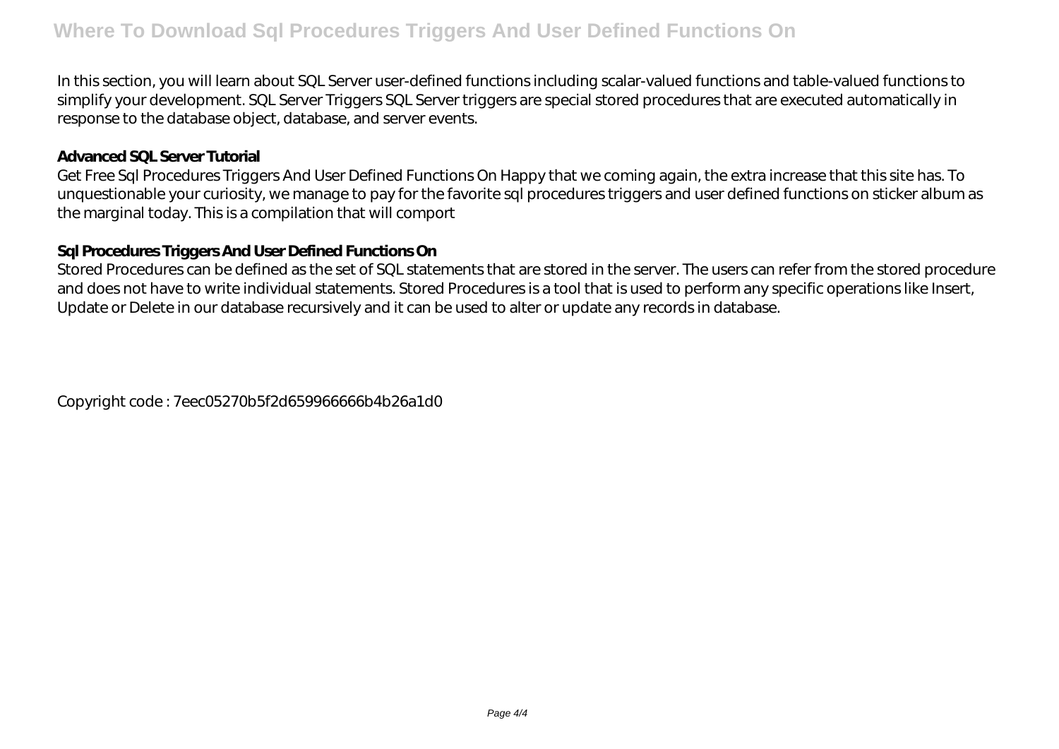In this section, you will learn about SQL Server user-defined functions including scalar-valued functions and table-valued functions to simplify your development. SQL Server Triggers SQL Server triggers are special stored procedures that are executed automatically in response to the database object, database, and server events.

**Advanced SQL Server Tutorial**

Get Free Sql Procedures Triggers And User Defined Functions On Happy that we coming again, the extra increase that this site has. To unquestionable your curiosity, we manage to pay for the favorite sql procedures triggers and user defined functions on sticker album as the marginal today. This is a compilation that will comport

**Sql Procedures Triggers And User Defined Functions On**

Stored Procedures can be defined as the set of SQL statements that are stored in the server. The users can refer from the stored procedure and does not have to write individual statements. Stored Procedures is a tool that is used to perform any specific operations like Insert, Update or Delete in our database recursively and it can be used to alter or update any records in database.

Copyright code : 7eec05270b5f2d659966666b4b26a1d0